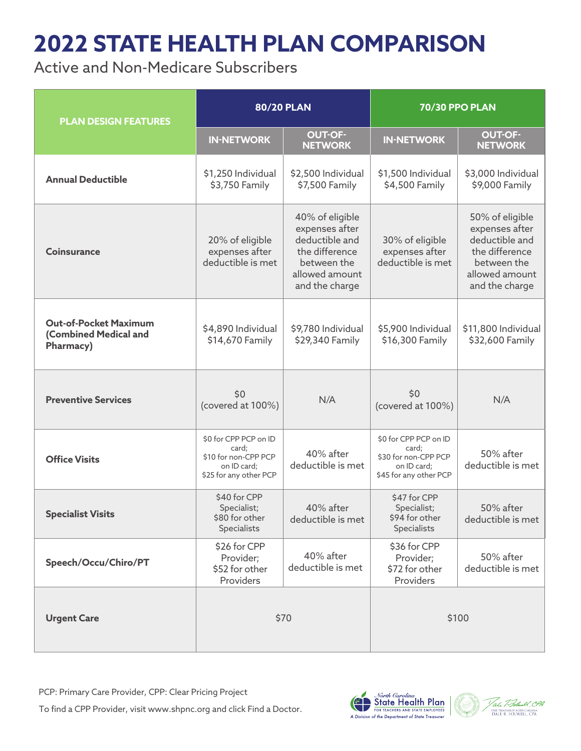# 2022 STATE HEALTH PLAN COMPARISON

Active and Non-Medicare Subscribers

| PLAN DESIGN FEATURES | 80/20 PLAN | | 70/30 PPO PLAN | |
|---|---|---|---|---|
| | IN-NETWORK | OUT-OF-NETWORK | IN-NETWORK | OUT-OF-NETWORK |
| **Annual Deductible** | $1,250 Individual<br>$3,750 Family | $2,500 Individual<br>$7,500 Family | $1,500 Individual<br>$4,500 Family | $3,000 Individual<br>$9,000 Family |
| **Coinsurance** | 20% of eligible expenses after deductible is met | 40% of eligible expenses after deductible and the difference between the allowed amount and the charge | 30% of eligible expenses after deductible is met | 50% of eligible expenses after deductible and the difference between the allowed amount and the charge |
| **Out-of-Pocket Maximum (Combined Medical and Pharmacy)** | $4,890 Individual<br>$14,670 Family | $9,780 Individual<br>$29,340 Family | $5,900 Individual<br>$16,300 Family | $11,800 Individual<br>$32,600 Family |
| **Preventive Services** | $0<br>(covered at 100%) | N/A | $0<br>(covered at 100%) | N/A |
| **Office Visits** | $0 for CPP PCP on ID card;<br>$10 for non-CPP PCP on ID card;<br>$25 for any other PCP | 40% after deductible is met | $0 for CPP PCP on ID card;<br>$30 for non-CPP PCP on ID card;<br>$45 for any other PCP | 50% after deductible is met |
| **Specialist Visits** | $40 for CPP Specialist;<br>$80 for other Specialists | 40% after deductible is met | $47 for CPP Specialist;<br>$94 for other Specialists | 50% after deductible is met |
| **Speech/Occu/Chiro/PT** | $26 for CPP Provider;<br>$52 for other Providers | 40% after deductible is met | $36 for CPP Provider;<br>$72 for other Providers | 50% after deductible is met |
| **Urgent Care** | $70 | | $100 | |

PCP: Primary Care Provider, CPP: Clear Pricing Project

To find a CPP Provider, visit www.shpnc.org and click Find a Doctor.

North Carolina State Health Plan FOR TEACHERS AND STATE EMPLOYEES
A Division of the Department of State Treasurer

STATE TREASURER OF NORTH CAROLINA DALE R. FOLWELL, CPA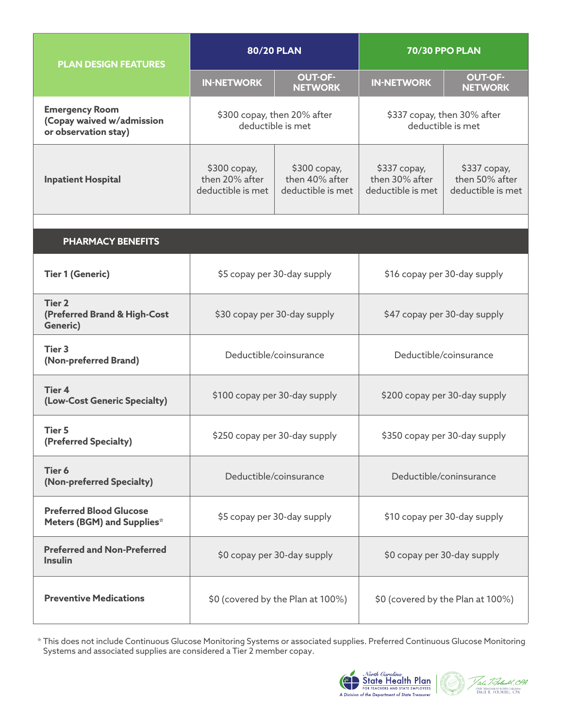| PLAN DESIGN FEATURES | 80/20 PLAN | | 70/30 PPO PLAN | |
|---|---|---|---|---|
| | IN-NETWORK | OUT-OF-NETWORK | IN-NETWORK | OUT-OF-NETWORK |
| **Emergency Room (Copay waived w/admission or observation stay)** | $300 copay, then 20% after deductible is met | | $337 copay, then 30% after deductible is met | |
| **Inpatient Hospital** | $300 copay, then 20% after deductible is met | $300 copay, then 40% after deductible is met | $337 copay, then 30% after deductible is met | $337 copay, then 50% after deductible is met |
| **PHARMACY BENEFITS** | | | | |
| **Tier 1 (Generic)** | $5 copay per 30-day supply | | $16 copay per 30-day supply | |
| **Tier 2 (Preferred Brand & High-Cost Generic)** | $30 copay per 30-day supply | | $47 copay per 30-day supply | |
| **Tier 3 (Non-preferred Brand)** | Deductible/coinsurance | | Deductible/coinsurance | |
| **Tier 4 (Low-Cost Generic Specialty)** | $100 copay per 30-day supply | | $200 copay per 30-day supply | |
| **Tier 5 (Preferred Specialty)** | $250 copay per 30-day supply | | $350 copay per 30-day supply | |
| **Tier 6 (Non-preferred Specialty)** | Deductible/coinsurance | | Deductible/coninsurance | |
| **Preferred Blood Glucose Meters (BGM) and Supplies*** | $5 copay per 30-day supply | | $10 copay per 30-day supply | |
| **Preferred and Non-Preferred Insulin** | $0 copay per 30-day supply | | $0 copay per 30-day supply | |
| **Preventive Medications** | $0 (covered by the Plan at 100%) | | $0 (covered by the Plan at 100%) | |

* This does not include Continuous Glucose Monitoring Systems or associated supplies. Preferred Continuous Glucose Monitoring Systems and associated supplies are considered a Tier 2 member copay.

North Carolina State Health Plan FOR TEACHERS AND STATE EMPLOYEES
A Division of the Department of State Treasurer

STATE TREASURER OF NORTH CAROLINA DALE R. FOLWELL, CPA